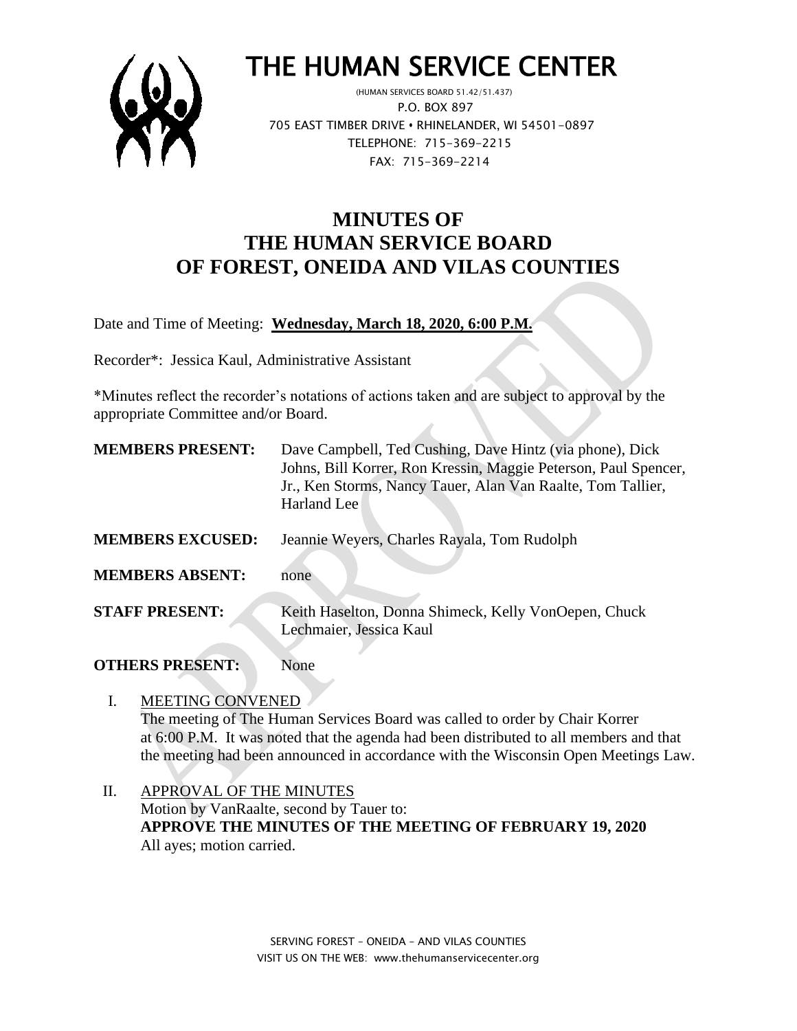# THE HUMAN SERVICE CENTER

(HUMAN SERVICES BOARD 51.42/51.437)
P.O. BOX 897
705 EAST TIMBER DRIVE • RHINELANDER, WI 54501-0897
TELEPHONE: 715-369-2215
FAX: 715-369-2214

## MINUTES OF
## THE HUMAN SERVICE BOARD
## OF FOREST, ONEIDA AND VILAS COUNTIES

Date and Time of Meeting: **Wednesday, March 18, 2020, 6:00 P.M.**

Recorder*: Jessica Kaul, Administrative Assistant

*Minutes reflect the recorder's notations of actions taken and are subject to approval by the appropriate Committee and/or Board.

**MEMBERS PRESENT:** Dave Campbell, Ted Cushing, Dave Hintz (via phone), Dick Johns, Bill Korrer, Ron Kressin, Maggie Peterson, Paul Spencer, Jr., Ken Storms, Nancy Tauer, Alan Van Raalte, Tom Tallier, Harland Lee

**MEMBERS EXCUSED:** Jeannie Weyers, Charles Rayala, Tom Rudolph

**MEMBERS ABSENT:** none

**STAFF PRESENT:** Keith Haselton, Donna Shimeck, Kelly VonOepen, Chuck Lechmaier, Jessica Kaul

**OTHERS PRESENT:** None

I. MEETING CONVENED
The meeting of The Human Services Board was called to order by Chair Korrer at 6:00 P.M. It was noted that the agenda had been distributed to all members and that the meeting had been announced in accordance with the Wisconsin Open Meetings Law.

II. APPROVAL OF THE MINUTES
Motion by VanRaalte, second by Tauer to:
**APPROVE THE MINUTES OF THE MEETING OF FEBRUARY 19, 2020**
All ayes; motion carried.

SERVING FOREST – ONEIDA – AND VILAS COUNTIES
VISIT US ON THE WEB: www.thehumanservicecenter.org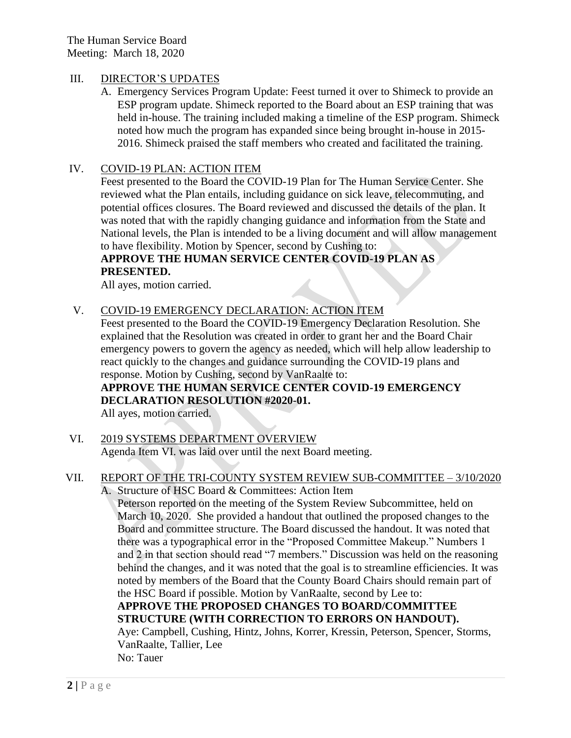## III. DIRECTOR'S UPDATES

A. Emergency Services Program Update: Feest turned it over to Shimeck to provide an ESP program update. Shimeck reported to the Board about an ESP training that was held in-house. The training included making a timeline of the ESP program. Shimeck noted how much the program has expanded since being brought in-house in 2015-2016. Shimeck praised the staff members who created and facilitated the training.

## IV. COVID-19 PLAN: ACTION ITEM

Feest presented to the Board the COVID-19 Plan for The Human Service Center. She reviewed what the Plan entails, including guidance on sick leave, telecommuting, and potential offices closures. The Board reviewed and discussed the details of the plan. It was noted that with the rapidly changing guidance and information from the State and National levels, the Plan is intended to be a living document and will allow management to have flexibility. Motion by Spencer, second by Cushing to:

**APPROVE THE HUMAN SERVICE CENTER COVID-19 PLAN AS PRESENTED.**

All ayes, motion carried.

## V. COVID-19 EMERGENCY DECLARATION: ACTION ITEM

Feest presented to the Board the COVID-19 Emergency Declaration Resolution. She explained that the Resolution was created in order to grant her and the Board Chair emergency powers to govern the agency as needed, which will help allow leadership to react quickly to the changes and guidance surrounding the COVID-19 plans and response. Motion by Cushing, second by VanRaalte to:

**APPROVE THE HUMAN SERVICE CENTER COVID-19 EMERGENCY DECLARATION RESOLUTION #2020-01.**

All ayes, motion carried.

## VI. 2019 SYSTEMS DEPARTMENT OVERVIEW

Agenda Item VI. was laid over until the next Board meeting.

## VII. REPORT OF THE TRI-COUNTY SYSTEM REVIEW SUB-COMMITTEE – 3/10/2020

A. Structure of HSC Board & Committees: Action Item

Peterson reported on the meeting of the System Review Subcommittee, held on March 10, 2020. She provided a handout that outlined the proposed changes to the Board and committee structure. The Board discussed the handout. It was noted that there was a typographical error in the "Proposed Committee Makeup." Numbers 1 and 2 in that section should read "7 members." Discussion was held on the reasoning behind the changes, and it was noted that the goal is to streamline efficiencies. It was noted by members of the Board that the County Board Chairs should remain part of the HSC Board if possible. Motion by VanRaalte, second by Lee to:

**APPROVE THE PROPOSED CHANGES TO BOARD/COMMITTEE STRUCTURE (WITH CORRECTION TO ERRORS ON HANDOUT).**

Aye: Campbell, Cushing, Hintz, Johns, Korrer, Kressin, Peterson, Spencer, Storms, VanRaalte, Tallier, Lee

No: Tauer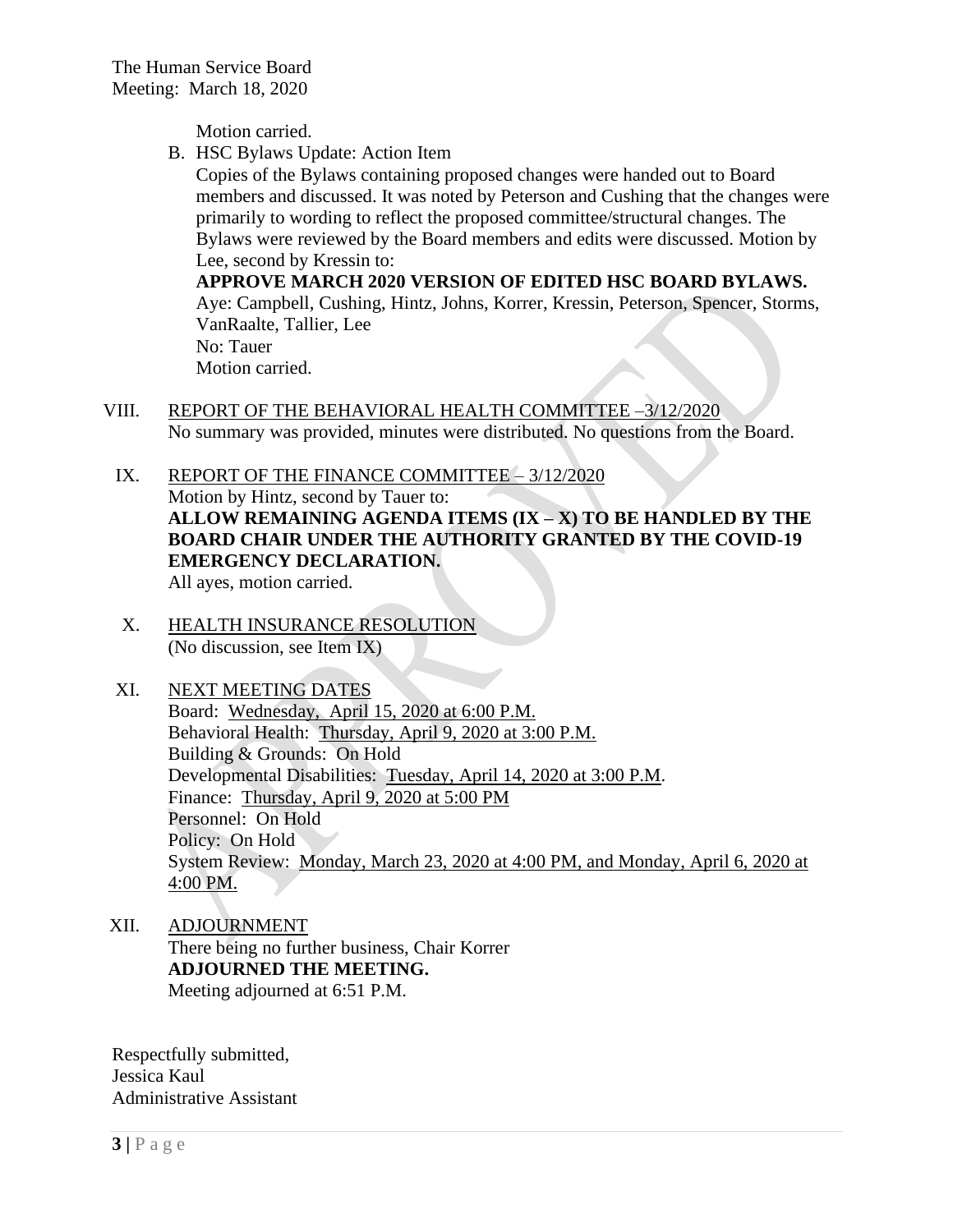Motion carried.

B. HSC Bylaws Update: Action Item

Copies of the Bylaws containing proposed changes were handed out to Board members and discussed. It was noted by Peterson and Cushing that the changes were primarily to wording to reflect the proposed committee/structural changes. The Bylaws were reviewed by the Board members and edits were discussed. Motion by Lee, second by Kressin to:

**APPROVE MARCH 2020 VERSION OF EDITED HSC BOARD BYLAWS.**

Aye: Campbell, Cushing, Hintz, Johns, Korrer, Kressin, Peterson, Spencer, Storms, VanRaalte, Tallier, Lee

No: Tauer

Motion carried.

VIII. REPORT OF THE BEHAVIORAL HEALTH COMMITTEE –3/12/2020

No summary was provided, minutes were distributed. No questions from the Board.

IX. REPORT OF THE FINANCE COMMITTEE – 3/12/2020

Motion by Hintz, second by Tauer to:

**ALLOW REMAINING AGENDA ITEMS (IX – X) TO BE HANDLED BY THE BOARD CHAIR UNDER THE AUTHORITY GRANTED BY THE COVID-19 EMERGENCY DECLARATION.**

All ayes, motion carried.

X. HEALTH INSURANCE RESOLUTION

(No discussion, see Item IX)

XI. NEXT MEETING DATES

Board: Wednesday, April 15, 2020 at 6:00 P.M.

Behavioral Health: Thursday, April 9, 2020 at 3:00 P.M.

Building & Grounds: On Hold

Developmental Disabilities: Tuesday, April 14, 2020 at 3:00 P.M.

Finance: Thursday, April 9, 2020 at 5:00 PM

Personnel: On Hold

Policy: On Hold

System Review: Monday, March 23, 2020 at 4:00 PM, and Monday, April 6, 2020 at 4:00 PM.

XII. ADJOURNMENT

There being no further business, Chair Korrer

**ADJOURNED THE MEETING.**

Meeting adjourned at 6:51 P.M.

Respectfully submitted,
Jessica Kaul
Administrative Assistant